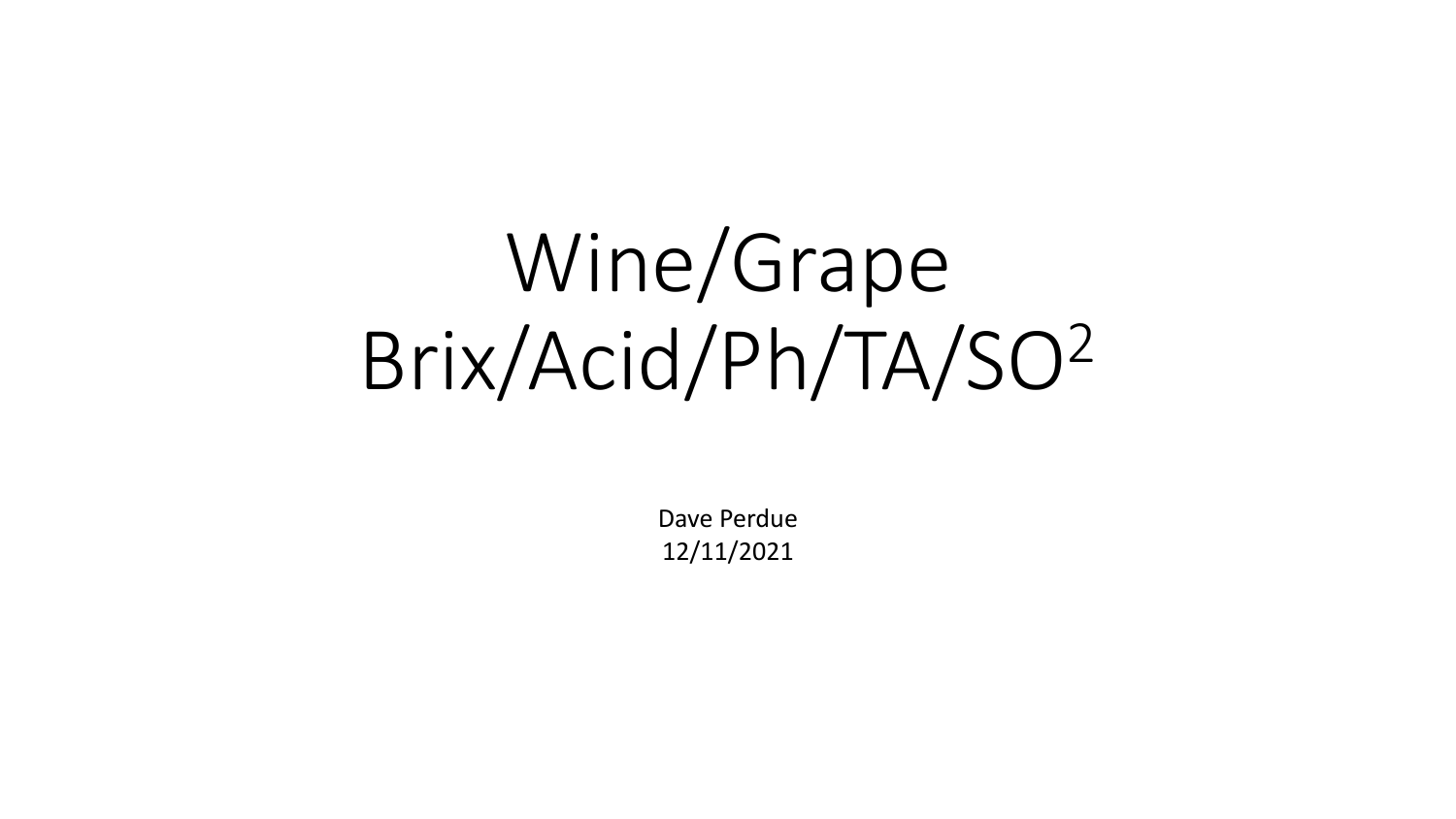# Wine/Grape Brix/Acid/Ph/TA/SO$^2$

Dave Perdue
12/11/2021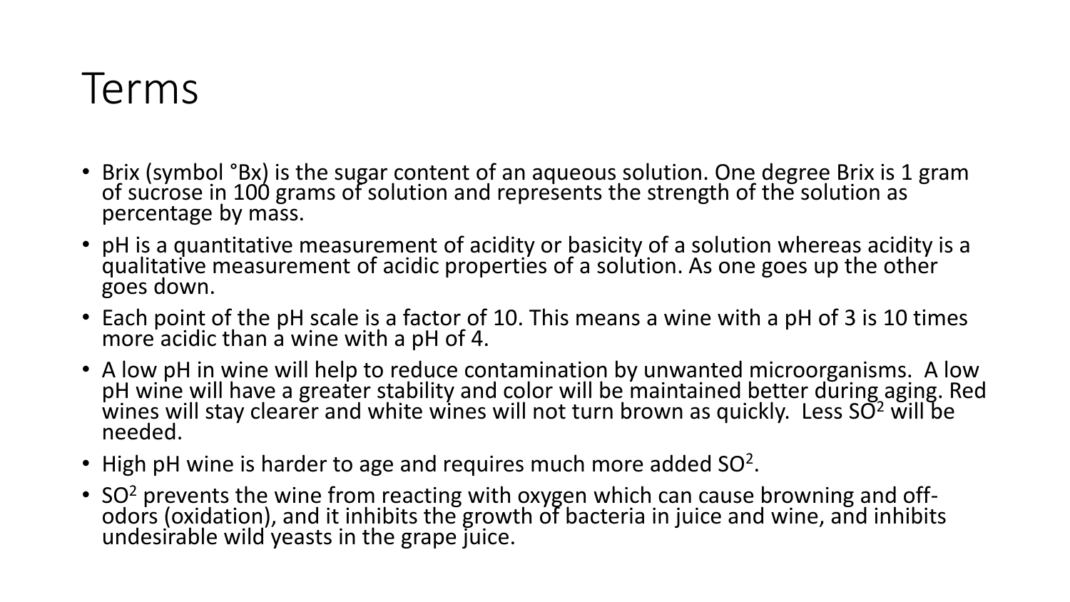# Terms

- Brix (symbol °Bx) is the sugar content of an aqueous solution. One degree Brix is 1 gram of sucrose in 100 grams of solution and represents the strength of the solution as percentage by mass.
- pH is a quantitative measurement of acidity or basicity of a solution whereas acidity is a qualitative measurement of acidic properties of a solution. As one goes up the other goes down.
- Each point of the pH scale is a factor of 10. This means a wine with a pH of 3 is 10 times more acidic than a wine with a pH of 4.
- A low pH in wine will help to reduce contamination by unwanted microorganisms. A low pH wine will have a greater stability and color will be maintained better during aging. Red wines will stay clearer and white wines will not turn brown as quickly. Less $SO^2$ will be needed.
- High pH wine is harder to age and requires much more added $SO^2$.
- $SO^2$ prevents the wine from reacting with oxygen which can cause browning and off-odors (oxidation), and it inhibits the growth of bacteria in juice and wine, and inhibits undesirable wild yeasts in the grape juice.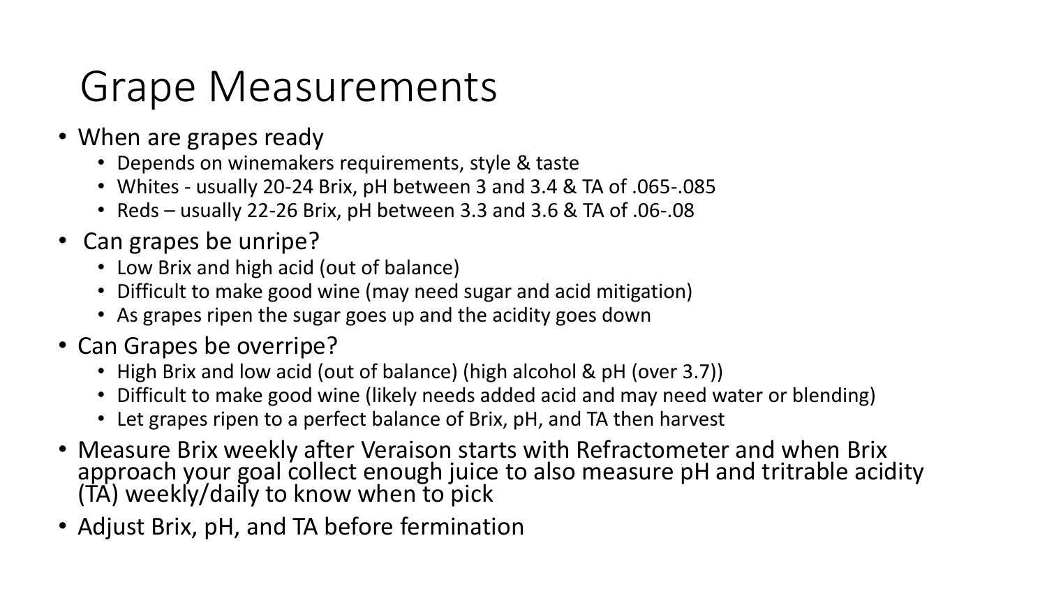# Grape Measurements

- When are grapes ready
  - Depends on winemakers requirements, style & taste
  - Whites - usually 20-24 Brix, pH between 3 and 3.4 & TA of .065-.085
  - Reds – usually 22-26 Brix, pH between 3.3 and 3.6 & TA of .06-.08
- Can grapes be unripe?
  - Low Brix and high acid (out of balance)
  - Difficult to make good wine (may need sugar and acid mitigation)
  - As grapes ripen the sugar goes up and the acidity goes down
- Can Grapes be overripe?
  - High Brix and low acid (out of balance) (high alcohol & pH (over 3.7))
  - Difficult to make good wine (likely needs added acid and may need water or blending)
  - Let grapes ripen to a perfect balance of Brix, pH, and TA then harvest
- Measure Brix weekly after Veraison starts with Refractometer and when Brix approach your goal collect enough juice to also measure pH and tritrable acidity (TA) weekly/daily to know when to pick
- Adjust Brix, pH, and TA before fermination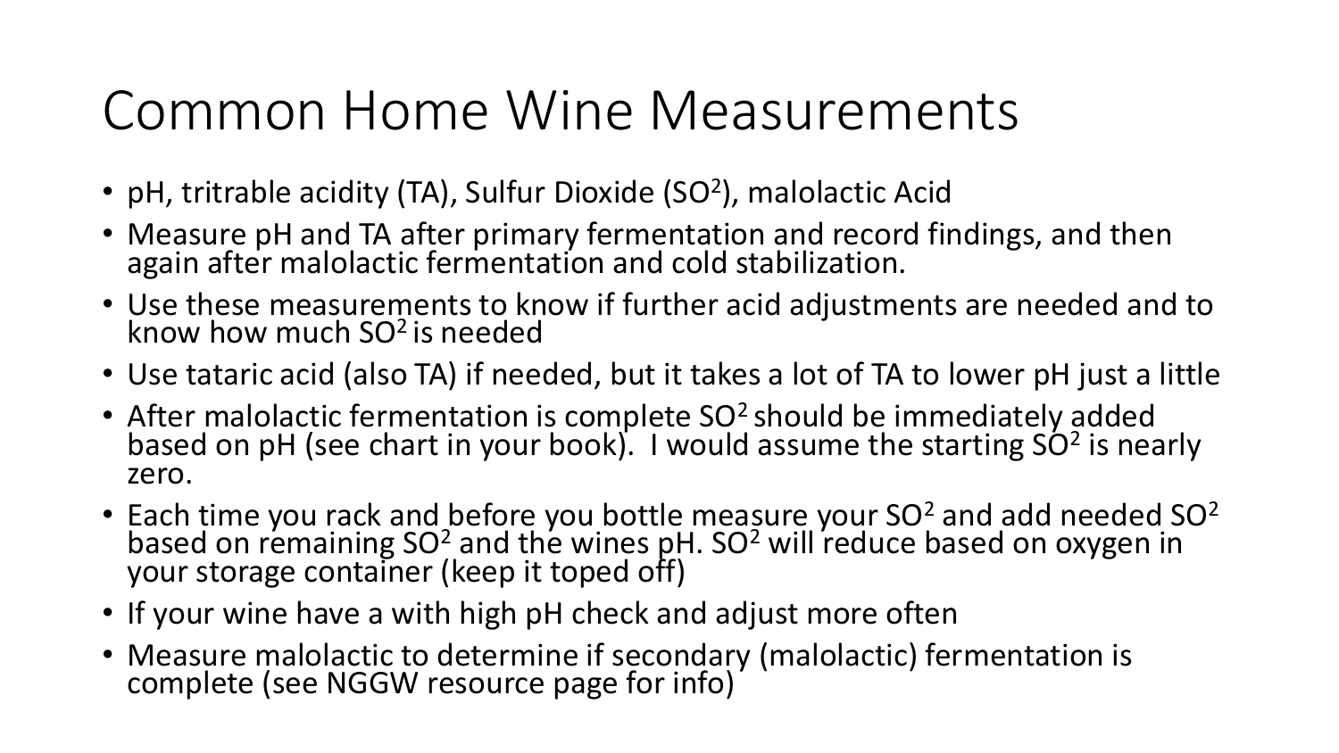# Common Home Wine Measurements

- pH, tritrable acidity (TA), Sulfur Dioxide ($SO^2$), malolactic Acid
- Measure pH and TA after primary fermentation and record findings, and then again after malolactic fermentation and cold stabilization.
- Use these measurements to know if further acid adjustments are needed and to know how much $SO^2$ is needed
- Use tataric acid (also TA) if needed, but it takes a lot of TA to lower pH just a little
- After malolactic fermentation is complete $SO^2$ should be immediately added based on pH (see chart in your book). I would assume the starting $SO^2$ is nearly zero.
- Each time you rack and before you bottle measure your $SO^2$ and add needed $SO^2$ based on remaining $SO^2$ and the wines pH. $SO^2$ will reduce based on oxygen in your storage container (keep it toped off)
- If your wine have a with high pH check and adjust more often
- Measure malolactic to determine if secondary (malolactic) fermentation is complete (see NGGW resource page for info)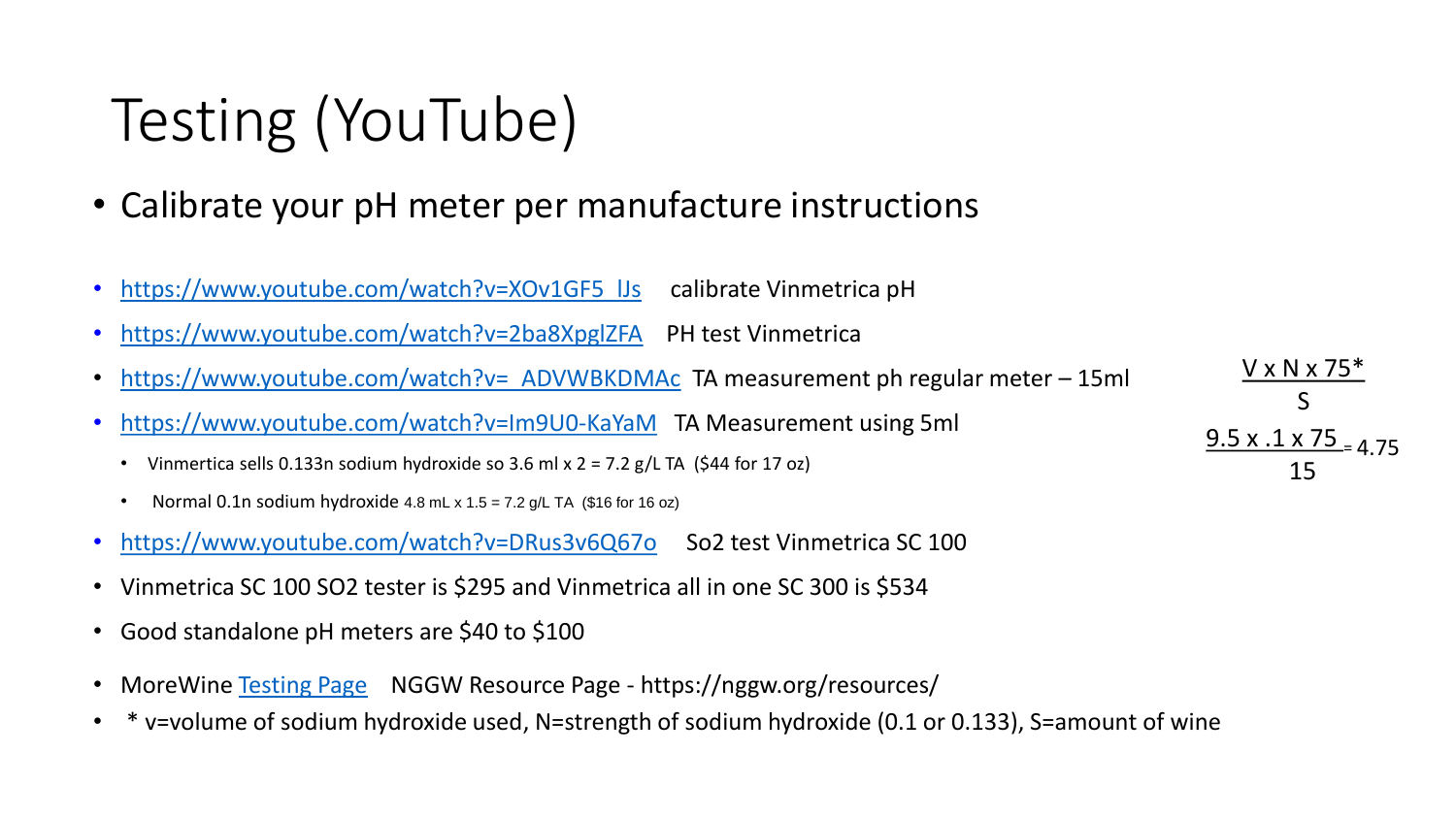# Testing (YouTube)

- Calibrate your pH meter per manufacture instructions

- https://www.youtube.com/watch?v=XOv1GF5_lJs calibrate Vinmetrica pH
- https://www.youtube.com/watch?v=2ba8XpglZFA PH test Vinmetrica
- https://www.youtube.com/watch?v=_ADVWBKDMAc TA measurement ph regular meter – 15ml
- https://www.youtube.com/watch?v=Im9U0-KaYaM TA Measurement using 5ml
  - Vinmertica sells 0.133n sodium hydroxide so 3.6 ml x 2 = 7.2 g/L TA ($44 for 17 oz)
  - Normal 0.1n sodium hydroxide 4.8 mL x 1.5 = 7.2 g/L TA ($16 for 16 oz)
- https://www.youtube.com/watch?v=DRus3v6Q67o So2 test Vinmetrica SC 100
- Vinmetrica SC 100 SO2 tester is $295 and Vinmetrica all in one SC 300 is $534
- Good standalone pH meters are $40 to $100
- MoreWine Testing Page NGGW Resource Page - https://nggw.org/resources/
- * v=volume of sodium hydroxide used, N=strength of sodium hydroxide (0.1 or 0.133), S=amount of wine

$$\frac{V \times N \times 75^{*}}{S}$$

$$\frac{9.5 \times .1 \times 75}{15} = 4.75$$